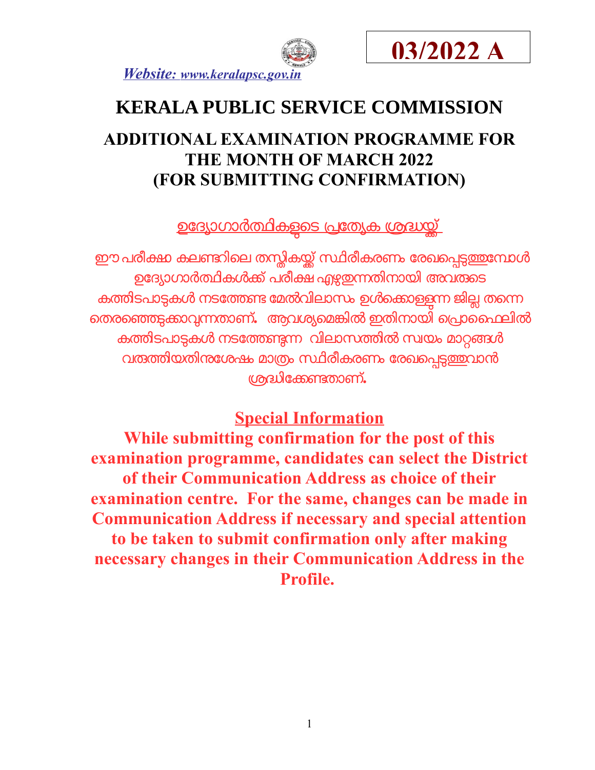**03/2022 A**

*Website: www.keralapsc.gov.in*

# KERALA PUBLIC SERVICE COMMISSION

## ADDITIONAL EXAMINATION PROGRAMME FOR THE MONTH OF MARCH 2022 (FOR SUBMITTING CONFIRMATION)

**ഉദ്യോഗാർത്ഥികളുടെ പ്രത്യേക ശ്രദ്ധയ്ക്ക്**

**ഈ പരീക്ഷാ കലണ്ടറിലെ തസ്തികയ്ക്ക് സ്ഥിരീകരണം രേഖപ്പെടുത്തുമ്പോൾ ഉദ്യോഗാർത്ഥികൾക്ക് പരീക്ഷ എഴുതുന്നതിനായി അവരുടെ കത്തിടപാടുകൾ നടത്തേണ്ട മേൽവിലാസം ഉൾക്കൊള്ളുന്ന ജില്ല തന്നെ തെരഞ്ഞെടുക്കാവുന്നതാണ്. ആവശ്യമെങ്കിൽ ഇതിനായി പ്രൊഫൈലിൽ കത്തിടപാടുകൾ നടത്തേണ്ടുന്ന വിലാസത്തിൽ സ്വയം മാറ്റങ്ങൾ വരുത്തിയതിനുശേഷം മാത്രം സ്ഥിരീകരണം രേഖപ്പെടുത്തുവാൻ ശ്രദ്ധിക്കേണ്ടതാണ്.**

**Special Information**

**While submitting confirmation for the post of this examination programme, candidates can select the District of their Communication Address as choice of their examination centre. For the same, changes can be made in Communication Address if necessary and special attention to be taken to submit confirmation only after making necessary changes in their Communication Address in the Profile.**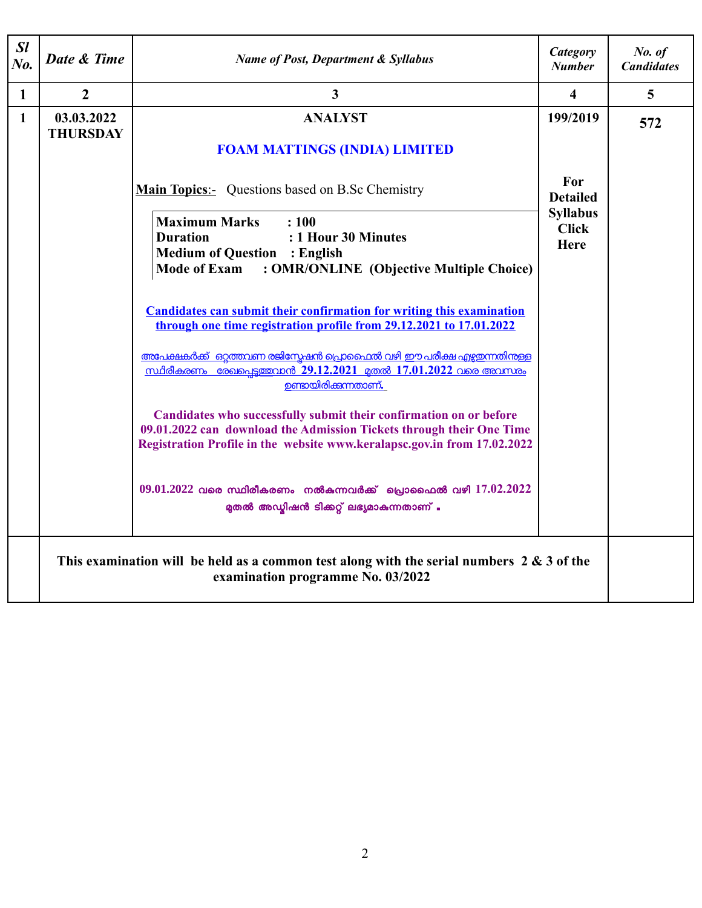| *Sl No.* | *Date & Time* | *Name of Post, Department & Syllabus* | *Category Number* | *No. of Candidates* |
|---|---|---|---|---|
| **1** | **2** | **3** | **4** | **5** |
| **1** | **03.03.2022 THURSDAY** | **ANALYST**<br><br>**FOAM MATTINGS (INDIA) LIMITED**<br><br>**Main Topics**:- Questions based on B.Sc Chemistry<br><br>**Maximum Marks : 100**<br>**Duration : 1 Hour 30 Minutes**<br>**Medium of Question : English**<br>**Mode of Exam : OMR/ONLINE (Objective Multiple Choice)**<br><br>**Candidates can submit their confirmation for writing this examination through one time registration profile from 29.12.2021 to 17.01.2022**<br><br>അപേക്ഷകർക്ക് ഒറ്റത്തവണ രജിസ്ട്രേഷൻ പ്രൊഫൈൽ വഴി ഈ പരീക്ഷ എഴുതുന്നതിനുള്ള സ്ഥിരീകരണം രേഖപ്പെടുത്തുവാൻ **29.12.2021** മുതൽ **17.01.2022** വരെ അവസരം ഉണ്ടായിരിക്കുന്നതാണ്.<br><br>**Candidates who successfully submit their confirmation on or before 09.01.2022 can download the Admission Tickets through their One Time Registration Profile in the website www.keralapsc.gov.in from 17.02.2022**<br><br>**09.01.2022 വരെ സ്ഥിരീകരണം നൽകുന്നവർക്ക് പ്രൊഫൈൽ വഴി 17.02.2022 മുതൽ അഡ്മിഷൻ ടിക്കറ്റ് ലഭ്യമാകുന്നതാണ് .** | **199/2019**<br><br>**For Detailed Syllabus Click Here** | **572** |
| | **This examination will be held as a common test along with the serial numbers 2 & 3 of the examination programme No. 03/2022** | | | |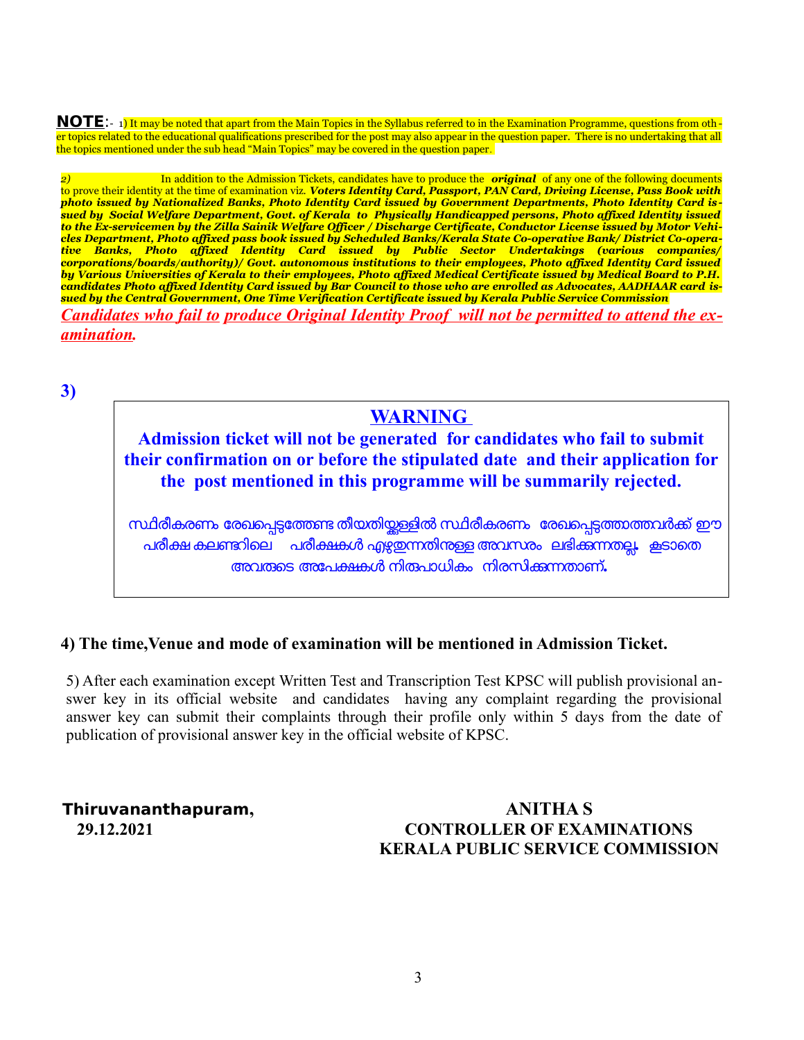**NOTE**:- 1) It may be noted that apart from the Main Topics in the Syllabus referred to in the Examination Programme, questions from other topics related to the educational qualifications prescribed for the post may also appear in the question paper. There is no undertaking that all the topics mentioned under the sub head "Main Topics" may be covered in the question paper.

*2)* In addition to the Admission Tickets, candidates have to produce the ***original*** of any one of the following documents to prove their identity at the time of examination viz. ***Voters Identity Card, Passport, PAN Card, Driving License, Pass Book with photo issued by Nationalized Banks, Photo Identity Card issued by Government Departments, Photo Identity Card issued by Social Welfare Department, Govt. of Kerala to Physically Handicapped persons, Photo affixed Identity issued to the Ex-servicemen by the Zilla Sainik Welfare Officer / Discharge Certificate, Conductor License issued by Motor Vehicles Department, Photo affixed pass book issued by Scheduled Banks/Kerala State Co-operative Bank/ District Co-operative Banks, Photo affixed Identity Card issued by Public Sector Undertakings (various companies/ corporations/boards/authority)/ Govt. autonomous institutions to their employees, Photo affixed Identity Card issued by Various Universities of Kerala to their employees, Photo affixed Medical Certificate issued by Medical Board to P.H. candidates Photo affixed Identity Card issued by Bar Council to those who are enrolled as Advocates, AADHAAR card issued by the Central Government, One Time Verification Certificate issued by Kerala Public Service Commission***

***Candidates who fail to produce Original Identity Proof will not be permitted to attend the examination.***

**3)**

**WARNING**

**Admission ticket will not be generated for candidates who fail to submit their confirmation on or before the stipulated date and their application for the post mentioned in this programme will be summarily rejected.**

സ്ഥിരീകരണം രേഖപ്പെടുത്തേണ്ട തീയതിയ്ക്കുള്ളിൽ സ്ഥിരീകരണം രേഖപ്പെടുത്താത്തവർക്ക് ഈ പരീക്ഷ കലണ്ടറിലെ പരീക്ഷകൾ എഴുതുന്നതിനുള്ള അവസരം ലഭിക്കുന്നതല്ല. കൂടാതെ അവരുടെ അപേക്ഷകൾ നിരുപാധികം നിരസിക്കുന്നതാണ്.

**4) The time,Venue and mode of examination will be mentioned in Admission Ticket.**

5) After each examination except Written Test and Transcription Test KPSC will publish provisional answer key in its official website and candidates having any complaint regarding the provisional answer key can submit their complaints through their profile only within 5 days from the date of publication of provisional answer key in the official website of KPSC.

**Thiruvananthapuram,**
**29.12.2021**

**ANITHA S**
**CONTROLLER OF EXAMINATIONS**
**KERALA PUBLIC SERVICE COMMISSION**